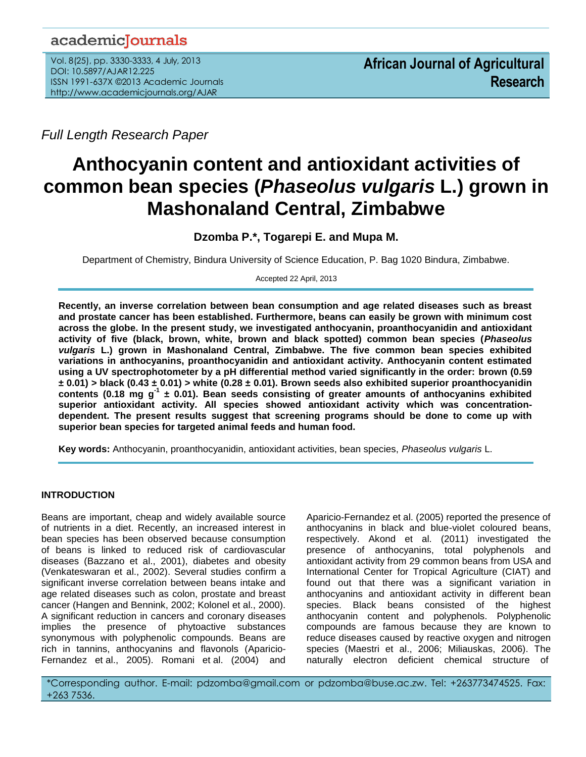*Full Length Research Paper*

# Anthocyanin content and antioxidant activities of common bean species (*Phaseolus vulgaris* L.) grown in Mashonaland Central, Zimbabwe

**Dzomba P.\*, Togarepi E. and Mupa M.**

Department of Chemistry, Bindura University of Science Education, P. Bag 1020 Bindura, Zimbabwe.

Accepted 22 April, 2013

**Recently, an inverse correlation between bean consumption and age related diseases such as breast and prostate cancer has been established. Furthermore, beans can easily be grown with minimum cost across the globe. In the present study, we investigated anthocyanin, proanthocyanidin and antioxidant activity of five (black, brown, white, brown and black spotted) common bean species (*Phaseolus vulgaris* L.) grown in Mashonaland Central, Zimbabwe. The five common bean species exhibited variations in anthocyanins, proanthocyanidin and antioxidant activity. Anthocyanin content estimated using a UV spectrophotometer by a pH differential method varied significantly in the order: brown (0.59 ± 0.01) > black (0.43 ± 0.01) > white (0.28 ± 0.01). Brown seeds also exhibited superior proanthocyanidin contents (0.18 mg $g^{-1}$ ± 0.01). Bean seeds consisting of greater amounts of anthocyanins exhibited superior antioxidant activity. All species showed antioxidant activity which was concentration-dependent. The present results suggest that screening programs should be done to come up with superior bean species for targeted animal feeds and human food.**

**Key words:** Anthocyanin, proanthocyanidin, antioxidant activities, bean species, *Phaseolus vulgaris* L.

## INTRODUCTION

Beans are important, cheap and widely available source of nutrients in a diet. Recently, an increased interest in bean species has been observed because consumption of beans is linked to reduced risk of cardiovascular diseases (Bazzano et al., 2001), diabetes and obesity (Venkateswaran et al., 2002). Several studies confirm a significant inverse correlation between beans intake and age related diseases such as colon, prostate and breast cancer (Hangen and Bennink, 2002; Kolonel et al., 2000). A significant reduction in cancers and coronary diseases implies the presence of phytoactive substances synonymous with polyphenolic compounds. Beans are rich in tannins, anthocyanins and flavonols (Aparicio-Fernandez et al., 2005). Romani et al. (2004) and Aparicio-Fernandez et al. (2005) reported the presence of anthocyanins in black and blue-violet coloured beans, respectively. Akond et al. (2011) investigated the presence of anthocyanins, total polyphenols and antioxidant activity from 29 common beans from USA and International Center for Tropical Agriculture (CIAT) and found out that there was a significant variation in anthocyanins and antioxidant activity in different bean species. Black beans consisted of the highest anthocyanin content and polyphenols. Polyphenolic compounds are famous because they are known to reduce diseases caused by reactive oxygen and nitrogen species (Maestri et al., 2006; Miliauskas, 2006). The naturally electron deficient chemical structure of

\*Corresponding author. E-mail: pdzomba@gmail.com or pdzomba@buse.ac.zw. Tel: +263773474525. Fax: +263 7536.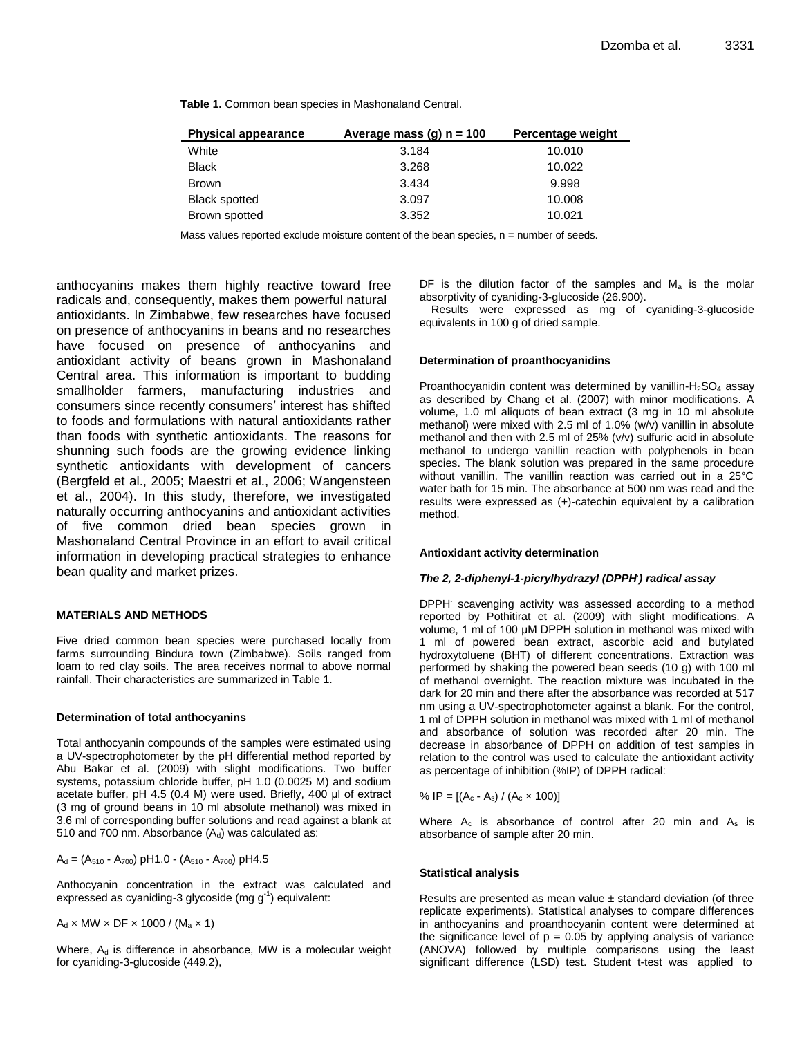**Table 1.** Common bean species in Mashonaland Central.

| Physical appearance | Average mass (g) n = 100 | Percentage weight |
|---|---|---|
| White | 3.184 | 10.010 |
| Black | 3.268 | 10.022 |
| Brown | 3.434 | 9.998 |
| Black spotted | 3.097 | 10.008 |
| Brown spotted | 3.352 | 10.021 |

Mass values reported exclude moisture content of the bean species, n = number of seeds.

anthocyanins makes them highly reactive toward free radicals and, consequently, makes them powerful natural antioxidants. In Zimbabwe, few researches have focused on presence of anthocyanins in beans and no researches have focused on presence of anthocyanins and antioxidant activity of beans grown in Mashonaland Central area. This information is important to budding smallholder farmers, manufacturing industries and consumers since recently consumers' interest has shifted to foods and formulations with natural antioxidants rather than foods with synthetic antioxidants. The reasons for shunning such foods are the growing evidence linking synthetic antioxidants with development of cancers (Bergfeld et al., 2005; Maestri et al., 2006; Wangensteen et al., 2004). In this study, therefore, we investigated naturally occurring anthocyanins and antioxidant activities of five common dried bean species grown in Mashonaland Central Province in an effort to avail critical information in developing practical strategies to enhance bean quality and market prizes.

## MATERIALS AND METHODS

Five dried common bean species were purchased locally from farms surrounding Bindura town (Zimbabwe). Soils ranged from loam to red clay soils. The area receives normal to above normal rainfall. Their characteristics are summarized in Table 1.

### Determination of total anthocyanins

Total anthocyanin compounds of the samples were estimated using a UV-spectrophotometer by the pH differential method reported by Abu Bakar et al. (2009) with slight modifications. Two buffer systems, potassium chloride buffer, pH 1.0 (0.0025 M) and sodium acetate buffer, pH 4.5 (0.4 M) were used. Briefly, 400 µl of extract (3 mg of ground beans in 10 ml absolute methanol) was mixed in 3.6 ml of corresponding buffer solutions and read against a blank at 510 and 700 nm. Absorbance ($A_d$) was calculated as:

$$A_d = (A_{510} - A_{700})\ \text{pH1.0} - (A_{510} - A_{700})\ \text{pH4.5}$$

Anthocyanin concentration in the extract was calculated and expressed as cyaniding-3 glycoside (mg $g^{-1}$) equivalent:

$$A_d \times MW \times DF \times 1000 / (M_a \times 1)$$

Where, $A_d$ is difference in absorbance, MW is a molecular weight for cyaniding-3-glucoside (449.2), DF is the dilution factor of the samples and $M_a$ is the molar absorptivity of cyaniding-3-glucoside (26.900).

Results were expressed as mg of cyaniding-3-glucoside equivalents in 100 g of dried sample.

### Determination of proanthocyanidins

Proanthocyanidin content was determined by vanillin-$H_2SO_4$ assay as described by Chang et al. (2007) with minor modifications. A volume, 1.0 ml aliquots of bean extract (3 mg in 10 ml absolute methanol) were mixed with 2.5 ml of 1.0% (w/v) vanillin in absolute methanol and then with 2.5 ml of 25% (v/v) sulfuric acid in absolute methanol to undergo vanillin reaction with polyphenols in bean species. The blank solution was prepared in the same procedure without vanillin. The vanillin reaction was carried out in a 25°C water bath for 15 min. The absorbance at 500 nm was read and the results were expressed as (+)-catechin equivalent by a calibration method.

### Antioxidant activity determination

#### *The 2, 2-diphenyl-1-picrylhydrazyl (DPPH·) radical assay*

DPPH· scavenging activity was assessed according to a method reported by Pothitirat et al. (2009) with slight modifications. A volume, 1 ml of 100 µM DPPH solution in methanol was mixed with 1 ml of powered bean extract, ascorbic acid and butylated hydroxytoluene (BHT) of different concentrations. Extraction was performed by shaking the powered bean seeds (10 g) with 100 ml of methanol overnight. The reaction mixture was incubated in the dark for 20 min and there after the absorbance was recorded at 517 nm using a UV-spectrophotometer against a blank. For the control, 1 ml of DPPH solution in methanol was mixed with 1 ml of methanol and absorbance of solution was recorded after 20 min. The decrease in absorbance of DPPH on addition of test samples in relation to the control was used to calculate the antioxidant activity as percentage of inhibition (%IP) of DPPH radical:

$$\%\ IP = [(A_c - A_s) / (A_c \times 100)]$$

Where $A_c$ is absorbance of control after 20 min and $A_s$ is absorbance of sample after 20 min.

### Statistical analysis

Results are presented as mean value ± standard deviation (of three replicate experiments). Statistical analyses to compare differences in anthocyanins and proanthocyanin content were determined at the significance level of $p = 0.05$ by applying analysis of variance (ANOVA) followed by multiple comparisons using the least significant difference (LSD) test. Student t-test was applied to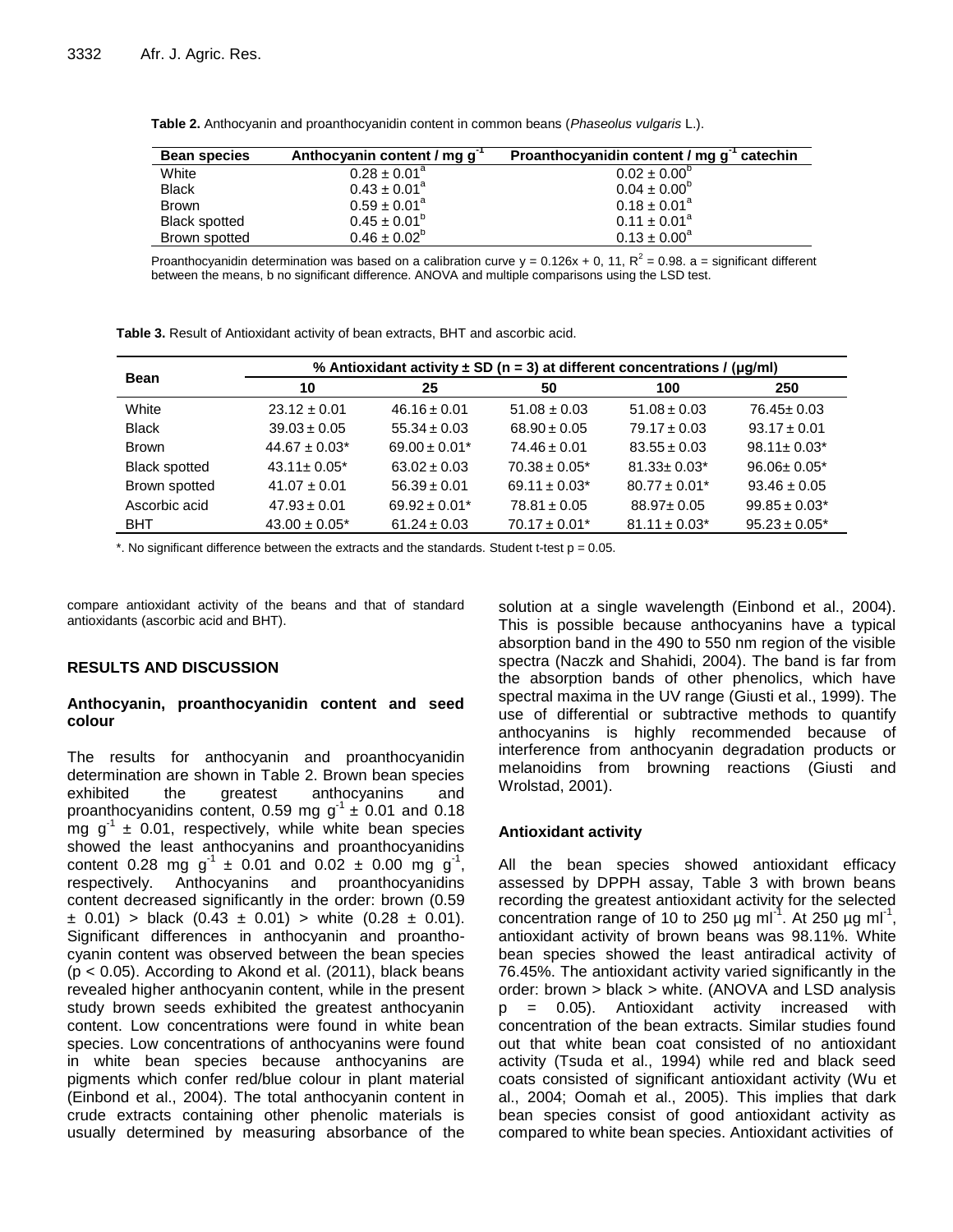**Table 2.** Anthocyanin and proanthocyanidin content in common beans (*Phaseolus vulgaris* L.).

| Bean species | Anthocyanin content / mg $g^{-1}$ | Proanthocyanidin content / mg $g^{-1}$ catechin |
|---|---|---|
| White | $0.28 \pm 0.01^a$ | $0.02 \pm 0.00^b$ |
| Black | $0.43 \pm 0.01^a$ | $0.04 \pm 0.00^b$ |
| Brown | $0.59 \pm 0.01^a$ | $0.18 \pm 0.01^a$ |
| Black spotted | $0.45 \pm 0.01^b$ | $0.11 \pm 0.01^a$ |
| Brown spotted | $0.46 \pm 0.02^b$ | $0.13 \pm 0.00^a$ |

Proanthocyanidin determination was based on a calibration curve y = 0.126x + 0, 11, $R^2$ = 0.98. a = significant different between the means, b no significant difference. ANOVA and multiple comparisons using the LSD test.

**Table 3.** Result of Antioxidant activity of bean extracts, BHT and ascorbic acid.

| Bean | % Antioxidant activity ± SD (n = 3) at different concentrations / (µg/ml) | | | | |
|---|---|---|---|---|---|
| | 10 | 25 | 50 | 100 | 250 |
| White | 23.12 ± 0.01 | 46.16 ± 0.01 | 51.08 ± 0.03 | 51.08 ± 0.03 | 76.45± 0.03 |
| Black | 39.03 ± 0.05 | 55.34 ± 0.03 | 68.90 ± 0.05 | 79.17 ± 0.03 | 93.17 ± 0.01 |
| Brown | 44.67 ± 0.03* | 69.00 ± 0.01* | 74.46 ± 0.01 | 83.55 ± 0.03 | 98.11± 0.03* |
| Black spotted | 43.11± 0.05* | 63.02 ± 0.03 | 70.38 ± 0.05* | 81.33± 0.03* | 96.06± 0.05* |
| Brown spotted | 41.07 ± 0.01 | 56.39 ± 0.01 | 69.11 ± 0.03* | 80.77 ± 0.01* | 93.46 ± 0.05 |
| Ascorbic acid | 47.93 ± 0.01 | 69.92 ± 0.01* | 78.81 ± 0.05 | 88.97± 0.05 | 99.85 ± 0.03* |
| BHT | 43.00 ± 0.05* | 61.24 ± 0.03 | 70.17 ± 0.01* | 81.11 ± 0.03* | 95.23 ± 0.05* |

*. No significant difference between the extracts and the standards. Student t-test p = 0.05.

compare antioxidant activity of the beans and that of standard antioxidants (ascorbic acid and BHT).

## RESULTS AND DISCUSSION

### Anthocyanin, proanthocyanidin content and seed colour

The results for anthocyanin and proanthocyanidin determination are shown in Table 2. Brown bean species exhibited the greatest anthocyanins and proanthocyanidins content, 0.59 mg $g^{-1}$ ± 0.01 and 0.18 mg $g^{-1}$ ± 0.01, respectively, while white bean species showed the least anthocyanins and proanthocyanidins content 0.28 mg $g^{-1}$ ± 0.01 and 0.02 ± 0.00 mg $g^{-1}$, respectively. Anthocyanins and proanthocyanidins content decreased significantly in the order: brown (0.59 ± 0.01) > black (0.43 ± 0.01) > white (0.28 ± 0.01). Significant differences in anthocyanin and proanthocyanin content was observed between the bean species ($p < 0.05$). According to Akond et al. (2011), black beans revealed higher anthocyanin content, while in the present study brown seeds exhibited the greatest anthocyanin content. Low concentrations were found in white bean species. Low concentrations of anthocyanins were found in white bean species because anthocyanins are pigments which confer red/blue colour in plant material (Einbond et al., 2004). The total anthocyanin content in crude extracts containing other phenolic materials is usually determined by measuring absorbance of the solution at a single wavelength (Einbond et al., 2004). This is possible because anthocyanins have a typical absorption band in the 490 to 550 nm region of the visible spectra (Naczk and Shahidi, 2004). The band is far from the absorption bands of other phenolics, which have spectral maxima in the UV range (Giusti et al., 1999). The use of differential or subtractive methods to quantify anthocyanins is highly recommended because of interference from anthocyanin degradation products or melanoidins from browning reactions (Giusti and Wrolstad, 2001).

### Antioxidant activity

All the bean species showed antioxidant efficacy assessed by DPPH assay, Table 3 with brown beans recording the greatest antioxidant activity for the selected concentration range of 10 to 250 µg $ml^{-1}$. At 250 µg $ml^{-1}$, antioxidant activity of brown beans was 98.11%. White bean species showed the least antiradical activity of 76.45%. The antioxidant activity varied significantly in the order: brown > black > white. (ANOVA and LSD analysis p = 0.05). Antioxidant activity increased with concentration of the bean extracts. Similar studies found out that white bean coat consisted of no antioxidant activity (Tsuda et al., 1994) while red and black seed coats consisted of significant antioxidant activity (Wu et al., 2004; Oomah et al., 2005). This implies that dark bean species consist of good antioxidant activity as compared to white bean species. Antioxidant activities of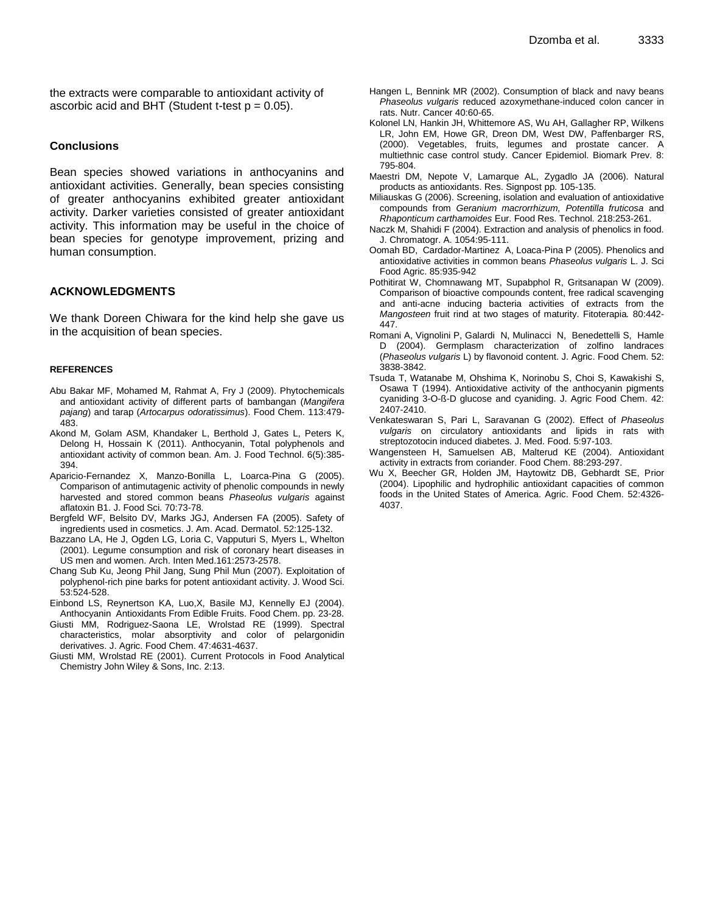the extracts were comparable to antioxidant activity of ascorbic acid and BHT (Student t-test $p = 0.05$).

## Conclusions

Bean species showed variations in anthocyanins and antioxidant activities. Generally, bean species consisting of greater anthocyanins exhibited greater antioxidant activity. Darker varieties consisted of greater antioxidant activity. This information may be useful in the choice of bean species for genotype improvement, prizing and human consumption.

## ACKNOWLEDGMENTS

We thank Doreen Chiwara for the kind help she gave us in the acquisition of bean species.

## REFERENCES

Abu Bakar MF, Mohamed M, Rahmat A, Fry J (2009). Phytochemicals and antioxidant activity of different parts of bambangan (*Mangifera pajang*) and tarap (*Artocarpus odoratissimus*). Food Chem. 113:479-483.

Akond M, Golam ASM, Khandaker L, Berthold J, Gates L, Peters K, Delong H, Hossain K (2011). Anthocyanin, Total polyphenols and antioxidant activity of common bean. Am. J. Food Technol. 6(5):385-394.

Aparicio-Fernandez X, Manzo-Bonilla L, Loarca-Pina G (2005). Comparison of antimutagenic activity of phenolic compounds in newly harvested and stored common beans *Phaseolus vulgaris* against aflatoxin B1. J. Food Sci. 70:73-78.

Bergfeld WF, Belsito DV, Marks JGJ, Andersen FA (2005). Safety of ingredients used in cosmetics. J. Am. Acad. Dermatol. 52:125-132.

Bazzano LA, He J, Ogden LG, Loria C, Vapputuri S, Myers L, Whelton (2001). Legume consumption and risk of coronary heart diseases in US men and women. Arch. Inten Med.161:2573-2578.

Chang Sub Ku, Jeong Phil Jang, Sung Phil Mun (2007). Exploitation of polyphenol-rich pine barks for potent antioxidant activity. J. Wood Sci. 53:524-528.

Einbond LS, Reynertson KA, Luo,X, Basile MJ, Kennelly EJ (2004). Anthocyanin Antioxidants From Edible Fruits. Food Chem. pp. 23-28.

Giusti MM, Rodriguez-Saona LE, Wrolstad RE (1999). Spectral characteristics, molar absorptivity and color of pelargonidin derivatives. J. Agric. Food Chem. 47:4631-4637.

Giusti MM, Wrolstad RE (2001). Current Protocols in Food Analytical Chemistry John Wiley & Sons, Inc. 2:13.

Hangen L, Bennink MR (2002). Consumption of black and navy beans *Phaseolus vulgaris* reduced azoxymethane-induced colon cancer in rats. Nutr. Cancer 40:60-65.

Kolonel LN, Hankin JH, Whittemore AS, Wu AH, Gallagher RP, Wilkens LR, John EM, Howe GR, Dreon DM, West DW, Paffenbarger RS, (2000). Vegetables, fruits, legumes and prostate cancer. A multiethnic case control study. Cancer Epidemiol. Biomark Prev. 8: 795-804.

Maestri DM, Nepote V, Lamarque AL, Zygadlo JA (2006). Natural products as antioxidants. Res. Signpost pp. 105-135.

Miliauskas G (2006). Screening, isolation and evaluation of antioxidative compounds from *Geranium macrorrhizum, Potentilla fruticosa* and *Rhaponticum carthamoides* Eur. Food Res. Technol. 218:253-261.

Naczk M, Shahidi F (2004). Extraction and analysis of phenolics in food. J. Chromatogr. A. 1054:95-111.

Oomah BD, Cardador-Martinez A, Loaca-Pina P (2005). Phenolics and antioxidative activities in common beans *Phaseolus vulgaris* L. J. Sci Food Agric. 85:935-942

Pothitirat W, Chomnawang MT, Supabphol R, Gritsanapan W (2009). Comparison of bioactive compounds content, free radical scavenging and anti-acne inducing bacteria activities of extracts from the *Mangosteen* fruit rind at two stages of maturity. Fitoterapia. 80:442-447.

Romani A, Vignolini P, Galardi N, Mulinacci N, Benedettelli S, Hamle D (2004). Germplasm characterization of zolfino landraces (*Phaseolus vulgaris* L) by flavonoid content. J. Agric. Food Chem. 52: 3838-3842.

Tsuda T, Watanabe M, Ohshima K, Norinobu S, Choi S, Kawakishi S, Osawa T (1994). Antioxidative activity of the anthocyanin pigments cyaniding 3-O-ß-D glucose and cyaniding. J. Agric Food Chem. 42: 2407-2410.

Venkateswaran S, Pari L, Saravanan G (2002). Effect of *Phaseolus vulgaris* on circulatory antioxidants and lipids in rats with streptozotocin induced diabetes. J. Med. Food. 5:97-103.

Wangensteen H, Samuelsen AB, Malterud KE (2004). Antioxidant activity in extracts from coriander. Food Chem. 88:293-297.

Wu X, Beecher GR, Holden JM, Haytowitz DB, Gebhardt SE, Prior (2004). Lipophilic and hydrophilic antioxidant capacities of common foods in the United States of America. Agric. Food Chem. 52:4326-4037.